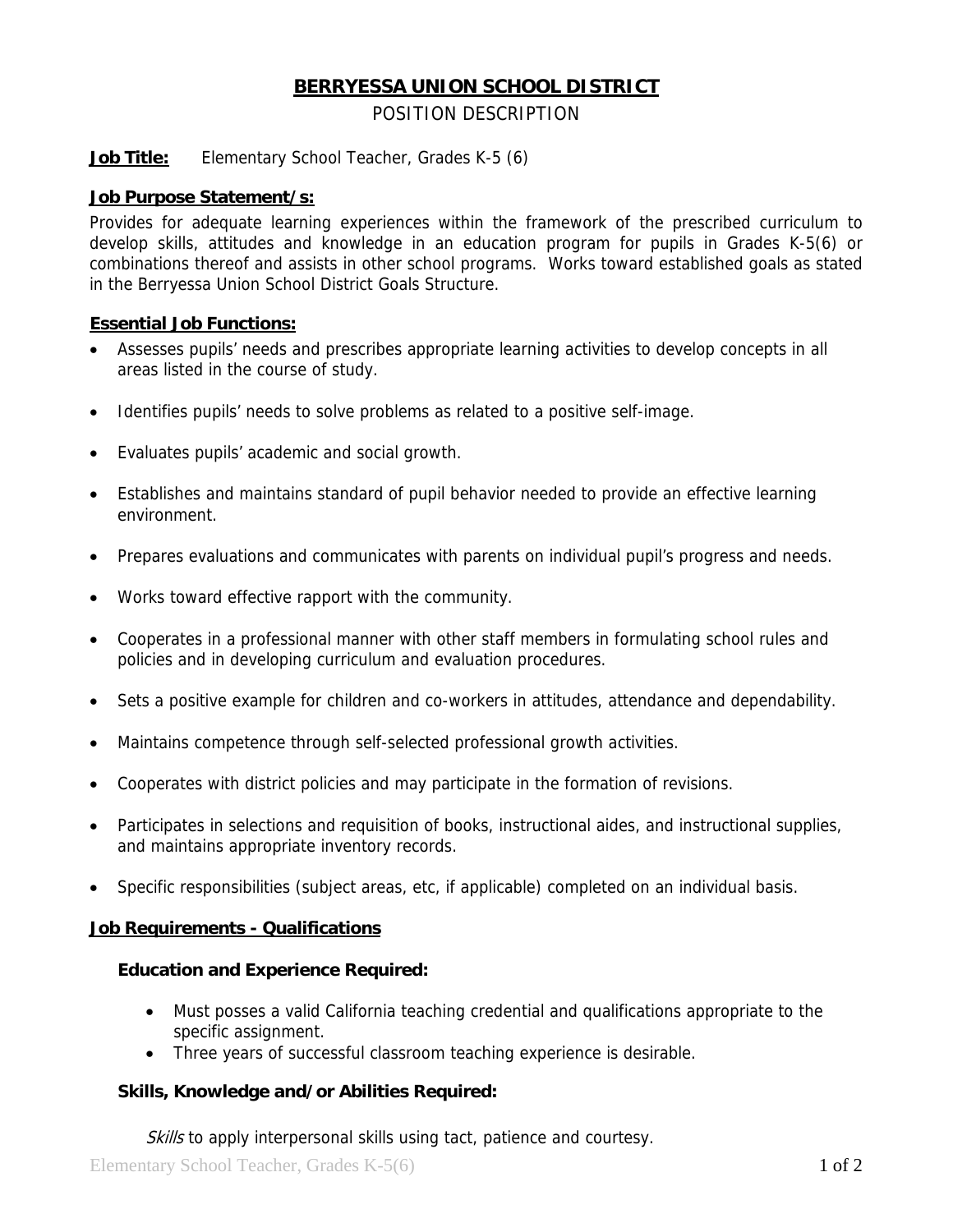# BERRYESSA UNION SCHOOL DISTRICT

## POSITION DESCRIPTION

**Job Title:** Elementary School Teacher, Grades K-5 (6)

**Job Purpose Statement/s:**

Provides for adequate learning experiences within the framework of the prescribed curriculum to develop skills, attitudes and knowledge in an education program for pupils in Grades K-5(6) or combinations thereof and assists in other school programs. Works toward established goals as stated in the Berryessa Union School District Goals Structure.

**Essential Job Functions:**

- Assesses pupils' needs and prescribes appropriate learning activities to develop concepts in all areas listed in the course of study.
- Identifies pupils' needs to solve problems as related to a positive self-image.
- Evaluates pupils' academic and social growth.
- Establishes and maintains standard of pupil behavior needed to provide an effective learning environment.
- Prepares evaluations and communicates with parents on individual pupil's progress and needs.
- Works toward effective rapport with the community.
- Cooperates in a professional manner with other staff members in formulating school rules and policies and in developing curriculum and evaluation procedures.
- Sets a positive example for children and co-workers in attitudes, attendance and dependability.
- Maintains competence through self-selected professional growth activities.
- Cooperates with district policies and may participate in the formation of revisions.
- Participates in selections and requisition of books, instructional aides, and instructional supplies, and maintains appropriate inventory records.
- Specific responsibilities (subject areas, etc, if applicable) completed on an individual basis.

**Job Requirements - Qualifications**

**Education and Experience Required:**

- Must posses a valid California teaching credential and qualifications appropriate to the specific assignment.
- Three years of successful classroom teaching experience is desirable.

**Skills, Knowledge and/or Abilities Required:**

*Skills* to apply interpersonal skills using tact, patience and courtesy.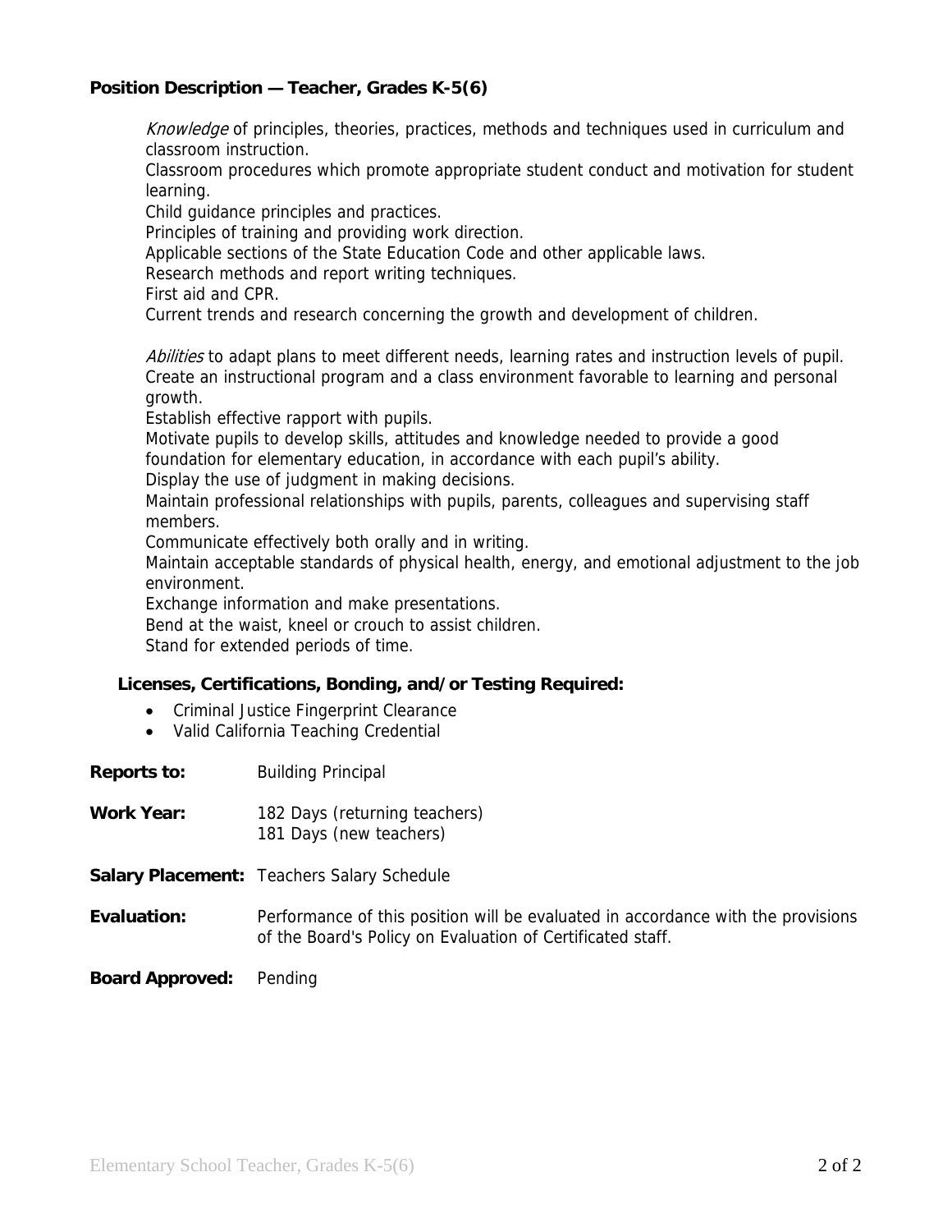**Position Description — Teacher, Grades K-5(6)**

*Knowledge* of principles, theories, practices, methods and techniques used in curriculum and classroom instruction.
Classroom procedures which promote appropriate student conduct and motivation for student learning.
Child guidance principles and practices.
Principles of training and providing work direction.
Applicable sections of the State Education Code and other applicable laws.
Research methods and report writing techniques.
First aid and CPR.
Current trends and research concerning the growth and development of children.

*Abilities* to adapt plans to meet different needs, learning rates and instruction levels of pupil.
Create an instructional program and a class environment favorable to learning and personal growth.
Establish effective rapport with pupils.
Motivate pupils to develop skills, attitudes and knowledge needed to provide a good foundation for elementary education, in accordance with each pupil's ability.
Display the use of judgment in making decisions.
Maintain professional relationships with pupils, parents, colleagues and supervising staff members.
Communicate effectively both orally and in writing.
Maintain acceptable standards of physical health, energy, and emotional adjustment to the job environment.
Exchange information and make presentations.
Bend at the waist, kneel or crouch to assist children.
Stand for extended periods of time.

**Licenses, Certifications, Bonding, and/or Testing Required:**

- Criminal Justice Fingerprint Clearance
- Valid California Teaching Credential

**Reports to:** Building Principal

**Work Year:** 182 Days (returning teachers)
181 Days (new teachers)

**Salary Placement:** Teachers Salary Schedule

**Evaluation:** Performance of this position will be evaluated in accordance with the provisions of the Board's Policy on Evaluation of Certificated staff.

**Board Approved:** Pending